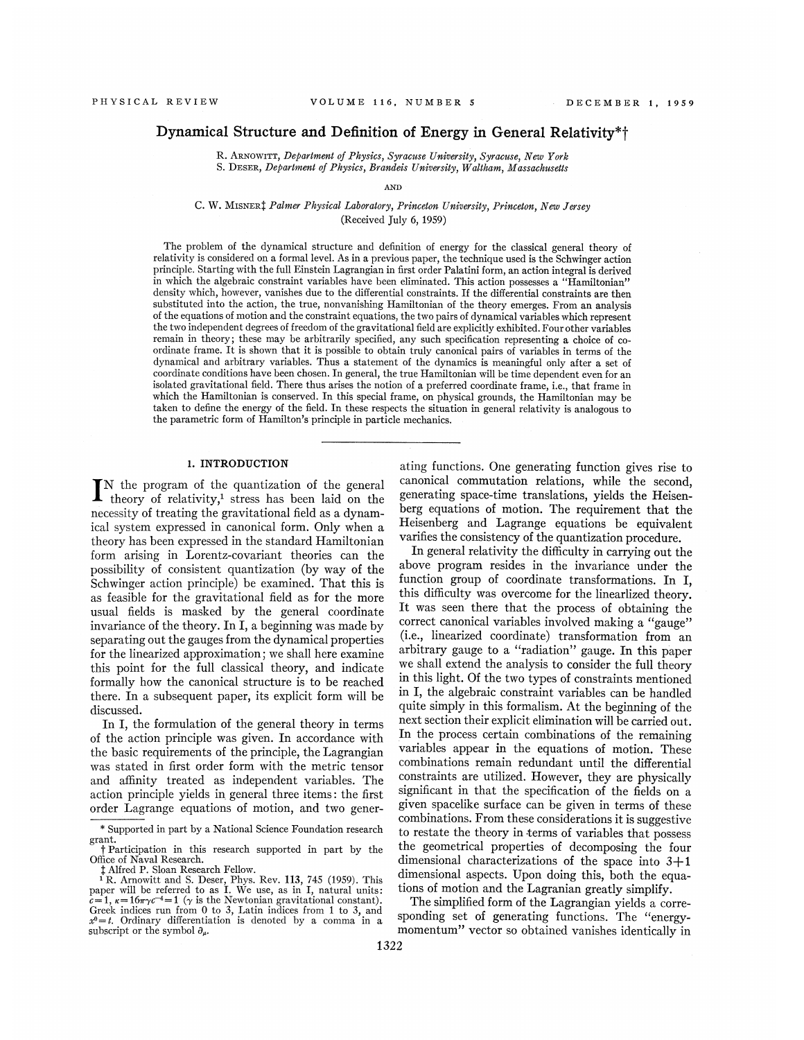# Dynamical Structure and Definition of Energy in General Relativity*†

R. ARNOWITT, *Department of Physics, Syracuse University, Syracuse, New York*
S. DESER, *Department of Physics, Brandeis University, Waltham, Massachusetts*

AND

C. W. MISNER‡ *Palmer Physical Laboratory, Princeton University, Princeton, New Jersey*
(Received July 6, 1959)

The problem of the dynamical structure and definition of energy for the classical general theory of relativity is considered on a formal level. As in a previous paper, the technique used is the Schwinger action principle. Starting with the full Einstein Lagrangian in first order Palatini form, an action integral is derived in which the algebraic constraint variables have been eliminated. This action possesses a "Hamiltonian" density which, however, vanishes due to the differential constraints. If the differential constraints are then substituted into the action, the true, nonvanishing Hamiltonian of the theory emerges. From an analysis of the equations of motion and the constraint equations, the two pairs of dynamical variables which represent the two independent degrees of freedom of the gravitational field are explicitly exhibited. Four other variables remain in theory; these may be arbitrarily specified, any such specification representing a choice of coordinate frame. It is shown that it is possible to obtain truly canonical pairs of variables in terms of the dynamical and arbitrary variables. Thus a statement of the dynamics is meaningful only after a set of coordinate conditions have been chosen. In general, the true Hamiltonian will be time dependent even for an isolated gravitational field. There thus arises the notion of a preferred coordinate frame, i.e., that frame in which the Hamiltonian is conserved. In this special frame, on physical grounds, the Hamiltonian may be taken to define the energy of the field. In these respects the situation in general relativity is analogous to the parametric form of Hamilton's principle in particle mechanics.

## 1. INTRODUCTION

IN the program of the quantization of the general theory of relativity,[1] stress has been laid on the necessity of treating the gravitational field as a dynamical system expressed in canonical form. Only when a theory has been expressed in the standard Hamiltonian form arising in Lorentz-covariant theories can the possibility of consistent quantization (by way of the Schwinger action principle) be examined. That this is as feasible for the gravitational field as for the more usual fields is masked by the general coordinate invariance of the theory. In I, a beginning was made by separating out the gauges from the dynamical properties for the linearized approximation; we shall here examine this point for the full classical theory, and indicate formally how the canonical structure is to be reached there. In a subsequent paper, its explicit form will be discussed.

In I, the formulation of the general theory in terms of the action principle was given. In accordance with the basic requirements of the principle, the Lagrangian was stated in first order form with the metric tensor and affinity treated as independent variables. The action principle yields in general three items: the first order Lagrange equations of motion, and two generating functions. One generating function gives rise to canonical commutation relations, while the second, generating space-time translations, yields the Heisenberg equations of motion. The requirement that the Heisenberg and Lagrange equations be equivalent varifies the consistency of the quantization procedure.

In general relativity the difficulty in carrying out the above program resides in the invariance under the function group of coordinate transformations. In I, this difficulty was overcome for the linearlized theory. It was seen there that the process of obtaining the correct canonical variables involved making a "gauge" (i.e., linearized coordinate) transformation from an arbitrary gauge to a "radiation" gauge. In this paper we shall extend the analysis to consider the full theory in this light. Of the two types of constraints mentioned in I, the algebraic constraint variables can be handled quite simply in this formalism. At the beginning of the next section their explicit elimination will be carried out. In the process certain combinations of the remaining variables appear in the equations of motion. These combinations remain redundant until the differential constraints are utilized. However, they are physically significant in that the specification of the fields on a given spacelike surface can be given in terms of these combinations. From these considerations it is suggestive to restate the theory in terms of variables that possess the geometrical properties of decomposing the four dimensional characterizations of the space into 3+1 dimensional aspects. Upon doing this, both the equations of motion and the Lagranian greatly simplify.

The simplified form of the Lagrangian yields a corresponding set of generating functions. The "energy-momentum" vector so obtained vanishes identically in

---

\* Supported in part by a National Science Foundation research grant.

† Participation in this research supported in part by the Office of Naval Research.

‡ Alfred P. Sloan Research Fellow.

[1] R. Arnowitt and S. Deser, Phys. Rev. **113**, 745 (1959). This paper will be referred to as I. We use, as in I, natural units: $c=1$, $\kappa=16\pi\gamma c^{-4}=1$ ($\gamma$ is the Newtonian gravitational constant). Greek indices run from 0 to 3, Latin indices from 1 to 3, and $x^0=t$. Ordinary differentiation is denoted by a comma in a subscript or the symbol $\partial_\mu$.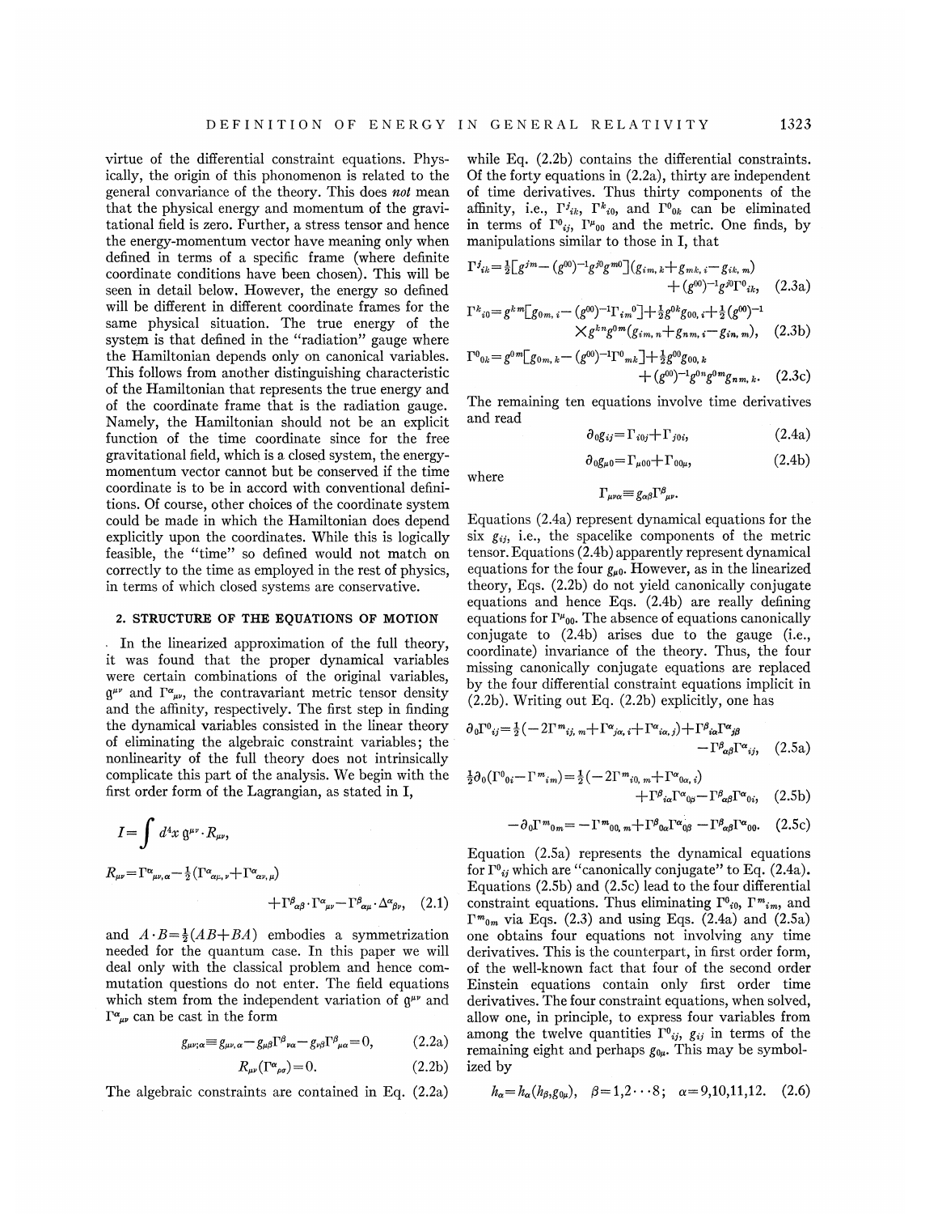virtue of the differential constraint equations. Physically, the origin of this phenomenon is related to the general convariance of the theory. This does *not* mean that the physical energy and momentum of the gravitational field is zero. Further, a stress tensor and hence the energy-momentum vector have meaning only when defined in terms of a specific frame (where definite coordinate conditions have been chosen). This will be seen in detail below. However, the energy so defined will be different in different coordinate frames for the same physical situation. The true energy of the system is that defined in the "radiation" gauge where the Hamiltonian depends only on canonical variables. This follows from another distinguishing characteristic of the Hamiltonian that represents the true energy and of the coordinate frame that is the radiation gauge. Namely, the Hamiltonian should not be an explicit function of the time coordinate since for the free gravitational field, which is a closed system, the energy-momentum vector cannot but be conserved if the time coordinate is to be in accord with conventional definitions. Of course, other choices of the coordinate system could be made in which the Hamiltonian does depend explicitly upon the coordinates. While this is logically feasible, the "time" so defined would not match on correctly to the time as employed in the rest of physics, in terms of which closed systems are conservative.

## 2. STRUCTURE OF THE EQUATIONS OF MOTION

In the linearized approximation of the full theory, it was found that the proper dynamical variables were certain combinations of the original variables, $\mathfrak{g}^{\mu\nu}$ and $\Gamma^\alpha{}_{\mu\nu}$, the contravariant metric tensor density and the affinity, respectively. The first step in finding the dynamical variables consisted in the linear theory of eliminating the algebraic constraint variables; the nonlinearity of the full theory does not intrinsically complicate this part of the analysis. We begin with the first order form of the Lagrangian, as stated in I,

$$I=\int d^4x\, \mathfrak{g}^{\mu\nu}\cdot R_{\mu\nu},$$

$$R_{\mu\nu}=\Gamma^\alpha{}_{\mu\nu,\alpha}-\tfrac{1}{2}(\Gamma^\alpha{}_{\alpha\mu,\nu}+\Gamma^\alpha{}_{\alpha\nu,\mu})+\Gamma^\beta{}_{\alpha\beta}\cdot\Gamma^\alpha{}_{\mu\nu}-\Gamma^\beta{}_{\alpha\mu}\cdot\Delta^\alpha{}_{\beta\nu}, \quad (2.1)$$

and $A\cdot B=\frac{1}{2}(AB+BA)$ embodies a symmetrization needed for the quantum case. In this paper we will deal only with the classical problem and hence commutation questions do not enter. The field equations which stem from the independent variation of $\mathfrak{g}^{\mu\nu}$ and $\Gamma^\alpha{}_{\mu\nu}$ can be cast in the form

$$g_{\mu\nu;\alpha}\equiv g_{\mu\nu,\alpha}-g_{\mu\beta}\Gamma^\beta{}_{\nu\alpha}-g_{\nu\beta}\Gamma^\beta{}_{\mu\alpha}=0, \quad (2.2\text{a})$$

$$R_{\mu\nu}(\Gamma^\alpha{}_{\rho\sigma})=0. \quad (2.2\text{b})$$

The algebraic constraints are contained in Eq. (2.2a) while Eq. (2.2b) contains the differential constraints. Of the forty equations in (2.2a), thirty are independent of time derivatives. Thus thirty components of the affinity, i.e., $\Gamma^j{}_{ik}$, $\Gamma^k{}_{i0}$, and $\Gamma^0{}_{0k}$ can be eliminated in terms of $\Gamma^0{}_{ij}$, $\Gamma^\mu{}_{00}$ and the metric. One finds, by manipulations similar to those in I, that

$$\Gamma^j{}_{ik}=\tfrac{1}{2}[g^{jm}-(g^{00})^{-1}g^{j0}g^{m0}](g_{im,k}+g_{mk,i}-g_{ik,m})+(g^{00})^{-1}g^{j0}\Gamma^0{}_{ik}, \quad (2.3\text{a})$$

$$\Gamma^k{}_{i0}=g^{km}[g_{0m,i}-(g^{00})^{-1}\Gamma_{im}{}^0]+\tfrac{1}{2}g^{0k}g_{00,i}+\tfrac{1}{2}(g^{00})^{-1}\times g^{kn}g^{0m}(g_{im,n}+g_{nm,i}-g_{in,m}), \quad (2.3\text{b})$$

$$\Gamma^0{}_{0k}=g^{0m}[g_{0m,k}-(g^{00})^{-1}\Gamma^0{}_{mk}]+\tfrac{1}{2}g^{00}g_{00,k}+(g^{00})^{-1}g^{0n}g^{0m}g_{nm,k}. \quad (2.3\text{c})$$

The remaining ten equations involve time derivatives and read

$$\partial_0 g_{ij}=\Gamma_{i0j}+\Gamma_{j0i}, \quad (2.4\text{a})$$

$$\partial_0 g_{\mu 0}=\Gamma_{\mu 00}+\Gamma_{00\mu}, \quad (2.4\text{b})$$

where

$$\Gamma_{\mu\nu\alpha}\equiv g_{\alpha\beta}\Gamma^\beta{}_{\mu\nu}.$$

Equations (2.4a) represent dynamical equations for the six $g_{ij}$, i.e., the spacelike components of the metric tensor. Equations (2.4b) apparently represent dynamical equations for the four $g_{\mu 0}$. However, as in the linearized theory, Eqs. (2.2b) do not yield canonically conjugate equations and hence Eqs. (2.4b) are really defining equations for $\Gamma^\mu{}_{00}$. The absence of equations canonically conjugate to (2.4b) arises due to the gauge (i.e., coordinate) invariance of the theory. Thus, the four missing canonically conjugate equations are replaced by the four differential constraint equations implicit in (2.2b). Writing out Eq. (2.2b) explicitly, one has

$$\partial_0\Gamma^0{}_{ij}=\tfrac{1}{2}(-2\Gamma^m{}_{ij,m}+\Gamma^\alpha{}_{j\alpha,i}+\Gamma^\alpha{}_{i\alpha,j})+\Gamma^\beta{}_{i\alpha}\Gamma^\alpha{}_{j\beta}-\Gamma^\beta{}_{\alpha\beta}\Gamma^\alpha{}_{ij}, \quad (2.5\text{a})$$

$$\tfrac{1}{2}\partial_0(\Gamma^0{}_{0i}-\Gamma^m{}_{im})=\tfrac{1}{2}(-2\Gamma^m{}_{i0,m}+\Gamma^\alpha{}_{0\alpha,i})+\Gamma^\beta{}_{i\alpha}\Gamma^\alpha{}_{0\beta}-\Gamma^\beta{}_{\alpha\beta}\Gamma^\alpha{}_{0i}, \quad (2.5\text{b})$$

$$-\partial_0\Gamma^m{}_{0m}=-\Gamma^m{}_{00,m}+\Gamma^\beta{}_{0\alpha}\Gamma^\alpha{}_{0\beta}-\Gamma^\beta{}_{\alpha\beta}\Gamma^\alpha{}_{00}. \quad (2.5\text{c})$$

Equation (2.5a) represents the dynamical equations for $\Gamma^0{}_{ij}$ which are "canonically conjugate" to Eq. (2.4a). Equations (2.5b) and (2.5c) lead to the four differential constraint equations. Thus eliminating $\Gamma^0{}_{i0}$, $\Gamma^m{}_{im}$, and $\Gamma^m{}_{0m}$ via Eqs. (2.3) and using Eqs. (2.4a) and (2.5a) one obtains four equations not involving any time derivatives. This is the counterpart, in first order form, of the well-known fact that four of the second order Einstein equations contain only first order time derivatives. The four constraint equations, when solved, allow one, in principle, to express four variables from among the twelve quantities $\Gamma^0{}_{ij}$, $g_{ij}$ in terms of the remaining eight and perhaps $g_{0\mu}$. This may be symbolized by

$$h_\alpha=h_\alpha(h_\beta,g_{0\mu}),\quad \beta=1,2\cdots 8;\quad \alpha=9,10,11,12. \quad (2.6)$$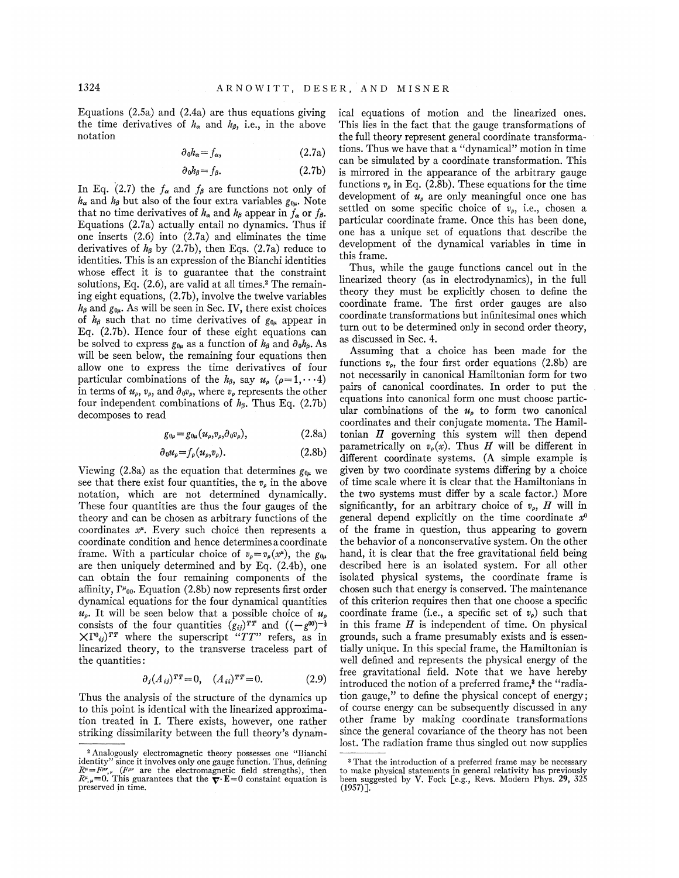Equations (2.5a) and (2.4a) are thus equations giving the time derivatives of $h_\alpha$ and $h_\beta$, i.e., in the above notation

$$\partial_0 h_\alpha = f_\alpha, \tag{2.7a}$$

$$\partial_0 h_\beta = f_\beta. \tag{2.7b}$$

In Eq. (2.7) the $f_\alpha$ and $f_\beta$ are functions not only of $h_\alpha$ and $h_\beta$ but also of the four extra variables $g_{0\mu}$. Note that no time derivatives of $h_\alpha$ and $h_\beta$ appear in $f_\alpha$ or $f_\beta$. Equations (2.7a) actually entail no dynamics. Thus if one inserts (2.6) into (2.7a) and eliminates the time derivatives of $h_\beta$ by (2.7b), then Eqs. (2.7a) reduce to identities. This is an expression of the Bianchi identities whose effect it is to guarantee that the constraint solutions, Eq. (2.6), are valid at all times.[2] The remaining eight equations, (2.7b), involve the twelve variables $h_\beta$ and $g_{0\mu}$. As will be seen in Sec. IV, there exist choices of $h_\beta$ such that no time derivatives of $g_{0\mu}$ appear in Eq. (2.7b). Hence four of these eight equations can be solved to express $g_{0\mu}$ as a function of $h_\beta$ and $\partial_0 h_\beta$. As will be seen below, the remaining four equations then allow one to express the time derivatives of four particular combinations of the $h_\beta$, say $u_\rho$ ($\rho = 1, \cdots 4$) in terms of $u_\rho$, $v_\rho$, and $\partial_0 v_\rho$, where $v_\rho$ represents the other four independent combinations of $h_\beta$. Thus Eq. (2.7b) decomposes to read

$$g_{0\mu} = g_{0\mu}(u_\rho, v_\rho, \partial_0 v_\rho), \tag{2.8a}$$

$$\partial_0 u_\rho = f_\rho(u_\rho, v_\rho). \tag{2.8b}$$

Viewing (2.8a) as the equation that determines $g_{0\mu}$ we see that there exist four quantities, the $v_\rho$ in the above notation, which are not determined dynamically. These four quantities are thus the four gauges of the theory and can be chosen as arbitrary functions of the coordinates $x^\mu$. Every such choice then represents a coordinate condition and hence determines a coordinate frame. With a particular choice of $v_\rho = v_\rho(x^\mu)$, the $g_{0\mu}$ are then uniquely determined and by Eq. (2.4b), one can obtain the four remaining components of the affinity, $\Gamma^\mu{}_{00}$. Equation (2.8b) now represents first order dynamical equations for the four dynamical quantities $u_\rho$. It will be seen below that a possible choice of $u_\rho$ consists of the four quantities $(g_{ij})^{TT}$ and $((-g^{00})^{-\frac{1}{2}} \times \Gamma^0{}_{ij})^{TT}$ where the superscript "$TT$" refers, as in linearized theory, to the transverse traceless part of the quantities:

$$\partial_j (A_{ij})^{TT} = 0, \quad (A_{ii})^{TT} = 0. \tag{2.9}$$

Thus the analysis of the structure of the dynamics up to this point is identical with the linearized approximation treated in I. There exists, however, one rather striking dissimilarity between the full theory's dynamical equations of motion and the linearized ones. This lies in the fact that the gauge transformations of the full theory represent general coordinate transformations. Thus we have that a "dynamical" motion in time can be simulated by a coordinate transformation. This is mirrored in the appearance of the arbitrary gauge functions $v_\rho$ in Eq. (2.8b). These equations for the time development of $u_\rho$ are only meaningful once one has settled on some specific choice of $v_\rho$, i.e., chosen a particular coordinate frame. Once this has been done, one has a unique set of equations that describe the development of the dynamical variables in time in this frame.

Thus, while the gauge functions cancel out in the linearized theory (as in electrodynamics), in the full theory they must be explicitly chosen to define the coordinate frame. The first order gauges are also coordinate transformations but infinitesimal ones which turn out to be determined only in second order theory, as discussed in Sec. 4.

Assuming that a choice has been made for the functions $v_\rho$, the four first order equations (2.8b) are not necessarily in canonical Hamiltonian form for two pairs of canonical coordinates. In order to put the equations into canonical form one must choose particular combinations of the $u_\rho$ to form two canonical coordinates and their conjugate momenta. The Hamiltonian $H$ governing this system will then depend parametrically on $v_\rho(x)$. Thus $H$ will be different in different coordinate systems. (A simple example is given by two coordinate systems differing by a choice of time scale where it is clear that the Hamiltonians in the two systems must differ by a scale factor.) More significantly, for an arbitrary choice of $v_\rho$, $H$ will in general depend explicitly on the time coordinate $x^0$ of the frame in question, thus appearing to govern the behavior of a nonconservative system. On the other hand, it is clear that the free gravitational field being described here is an isolated system. For all other isolated physical systems, the coordinate frame is chosen such that energy is conserved. The maintenance of this criterion requires then that one choose a specific coordinate frame (i.e., a specific set of $v_\rho$) such that in this frame $H$ is independent of time. On physical grounds, such a frame presumably exists and is essentially unique. In this special frame, the Hamiltonian is well defined and represents the physical energy of the free gravitational field. Note that we have hereby introduced the notion of a preferred frame,[3] the "radiation gauge," to define the physical concept of energy; of course energy can be subsequently discussed in any other frame by making coordinate transformations since the general covariance of the theory has not been lost. The radiation frame thus singled out now supplies

---

[2] Analogously electromagnetic theory possesses one "Bianchi identity" since it involves only one gauge function. Thus, defining $R^\mu = F^{\mu\nu}{}_{,\nu}$ ($F^{\mu\nu}$ are the electromagnetic field strengths), then $R^\mu{}_{,\mu} \equiv 0$. This guarantees that the $\nabla \cdot \mathbf{E} = 0$ constaint equation is preserved in time.

[3] That the introduction of a preferred frame may be necessary to make physical statements in general relativity has previously been suggested by V. Fock [e.g., Revs. Modern Phys. **29**, 325 (1957)].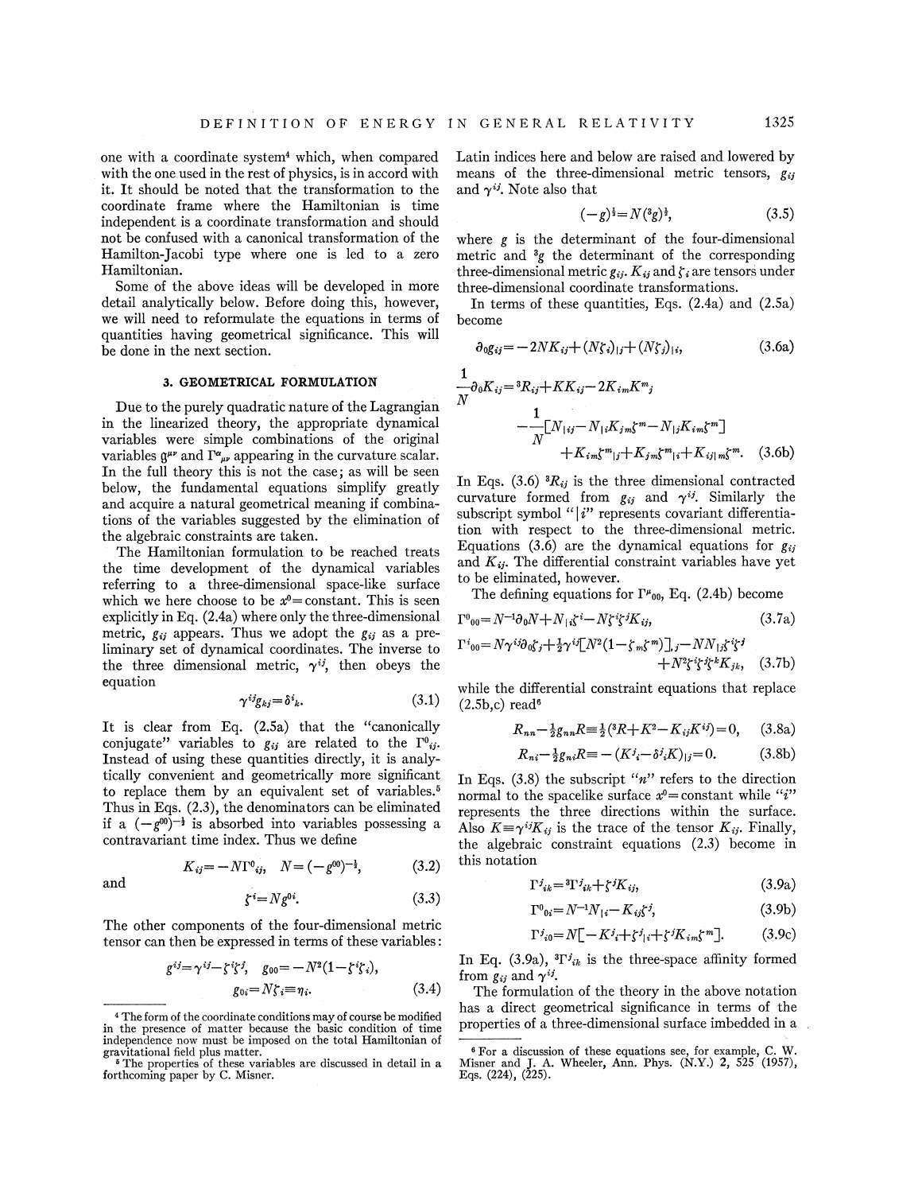one with a coordinate system[4] which, when compared with the one used in the rest of physics, is in accord with it. It should be noted that the transformation to the coordinate frame where the Hamiltonian is time independent is a coordinate transformation and should not be confused with a canonical transformation of the Hamilton-Jacobi type where one is led to a zero Hamiltonian.

Some of the above ideas will be developed in more detail analytically below. Before doing this, however, we will need to reformulate the equations in terms of quantities having geometrical significance. This will be done in the next section.

## 3. GEOMETRICAL FORMULATION

Due to the purely quadratic nature of the Lagrangian in the linearized theory, the appropriate dynamical variables were simple combinations of the original variables $\mathfrak{g}^{\mu\nu}$ and $\Gamma^{\alpha}{}_{\mu\nu}$ appearing in the curvature scalar. In the full theory this is not the case; as will be seen below, the fundamental equations simplify greatly and acquire a natural geometrical meaning if combinations of the variables suggested by the elimination of the algebraic constraints are taken.

The Hamiltonian formulation to be reached treats the time development of the dynamical variables referring to a three-dimensional space-like surface which we here choose to be $x^0=$constant. This is seen explicitly in Eq. (2.4a) where only the three-dimensional metric, $g_{ij}$ appears. Thus we adopt the $g_{ij}$ as a preliminary set of dynamical coordinates. The inverse to the three dimensional metric, $\gamma^{ij}$, then obeys the equation

$$\gamma^{ij}g_{kj}=\delta^{i}{}_{k}. \tag{3.1}$$

It is clear from Eq. (2.5a) that the "canonically conjugate" variables to $g_{ij}$ are related to the $\Gamma^{0}{}_{ij}$. Instead of using these quantities directly, it is analytically convenient and geometrically more significant to replace them by an equivalent set of variables.[5] Thus in Eqs. (2.3), the denominators can be eliminated if a $(-g^{00})^{-\frac{1}{2}}$ is absorbed into variables possessing a contravariant time index. Thus we define

$$K_{ij}=-N\Gamma^{0}{}_{ij},\quad N=(-g^{00})^{-\frac{1}{2}}, \tag{3.2}$$

and

$$\zeta^{i}=Ng^{0i}. \tag{3.3}$$

The other components of the four-dimensional metric tensor can then be expressed in terms of these variables:

$$g^{ij}=\gamma^{ij}-\zeta^{i}\zeta^{j},\quad g_{00}=-N^2(1-\zeta^{i}\zeta_{i}),$$
$$g_{0i}=N\zeta_{i}\equiv\eta_{i}. \tag{3.4}$$

Latin indices here and below are raised and lowered by means of the three-dimensional metric tensors, $g_{ij}$ and $\gamma^{ij}$. Note also that

$$(-g)^{\frac{1}{2}}=N({}^3g)^{\frac{1}{2}}, \tag{3.5}$$

where $g$ is the determinant of the four-dimensional metric and ${}^3g$ the determinant of the corresponding three-dimensional metric $g_{ij}$. $K_{ij}$ and $\zeta_i$ are tensors under three-dimensional coordinate transformations.

In terms of these quantities, Eqs. (2.4a) and (2.5a) become

$$\partial_0 g_{ij}=-2NK_{ij}+(N\zeta_i)_{|j}+(N\zeta_j)_{|i}, \tag{3.6a}$$

$$\frac{1}{N}\partial_0 K_{ij}={}^3R_{ij}+KK_{ij}-2K_{im}K^{m}{}_{j}$$
$$-\frac{1}{N}[N_{|ij}-N_{|i}K_{jm}\zeta^{m}-N_{|j}K_{im}\zeta^{m}]$$
$$+K_{im}\zeta^{m}{}_{|j}+K_{jm}\zeta^{m}{}_{|i}+K_{ij|m}\zeta^{m}. \tag{3.6b}$$

In Eqs. (3.6) ${}^3R_{ij}$ is the three dimensional contracted curvature formed from $g_{ij}$ and $\gamma^{ij}$. Similarly the subscript symbol "$|i$" represents covariant differentiation with respect to the three-dimensional metric. Equations (3.6) are the dynamical equations for $g_{ij}$ and $K_{ij}$. The differential constraint variables have yet to be eliminated, however.

The defining equations for $\Gamma^{\mu}{}_{00}$, Eq. (2.4b) become

$$\Gamma^{0}{}_{00}=N^{-1}\partial_0 N+N_{|i}\zeta^{i}-N\zeta^{i}\zeta^{j}K_{ij}, \tag{3.7a}$$

$$\Gamma^{i}{}_{00}=N\gamma^{ij}\partial_0\zeta_j+\tfrac{1}{2}\gamma^{ij}[N^2(1-\zeta_m\zeta^m)]_{,j}-NN_{|j}\zeta^{i}\zeta^{j}$$
$$+N^2\zeta^{i}\zeta^{j}\zeta^{k}K_{jk}, \tag{3.7b}$$

while the differential constraint equations that replace (2.5b,c) read[6]

$$R_{nn}-\tfrac{1}{2}g_{nn}R\equiv\tfrac{1}{2}({}^3R+K^2-K_{ij}K^{ij})=0, \tag{3.8a}$$

$$R_{ni}-\tfrac{1}{2}g_{ni}R\equiv-(K^{j}{}_{i}-\delta^{j}{}_{i}K)_{|j}=0. \tag{3.8b}$$

In Eqs. (3.8) the subscript "$n$" refers to the direction normal to the spacelike surface $x^0=$constant while "$i$" represents the three directions within the surface. Also $K\equiv\gamma^{ij}K_{ij}$ is the trace of the tensor $K_{ij}$. Finally, the algebraic constraint equations (2.3) become in this notation

$$\Gamma^{j}{}_{ik}={}^3\Gamma^{j}{}_{ik}+\zeta^{j}K_{ij}, \tag{3.9a}$$

$$\Gamma^{0}{}_{0i}=N^{-1}N_{|i}-K_{ij}\zeta^{j}, \tag{3.9b}$$

$$\Gamma^{j}{}_{i0}=N[-K^{j}{}_{i}+\zeta^{j}{}_{|i}+\zeta^{j}K_{im}\zeta^{m}]. \tag{3.9c}$$

In Eq. (3.9a), ${}^3\Gamma^{j}{}_{ik}$ is the three-space affinity formed from $g_{ij}$ and $\gamma^{ij}$.

The formulation of the theory in the above notation has a direct geometrical significance in terms of the properties of a three-dimensional surface imbedded in a

---

[4] The form of the coordinate conditions may of course be modified in the presence of matter because the basic condition of time independence now must be imposed on the total Hamiltonian of gravitational field plus matter.

[5] The properties of these variables are discussed in detail in a forthcoming paper by C. Misner.

[6] For a discussion of these equations see, for example, C. W. Misner and J. A. Wheeler, Ann. Phys. (N.Y.) 2, 525 (1957), Eqs. (224), (225).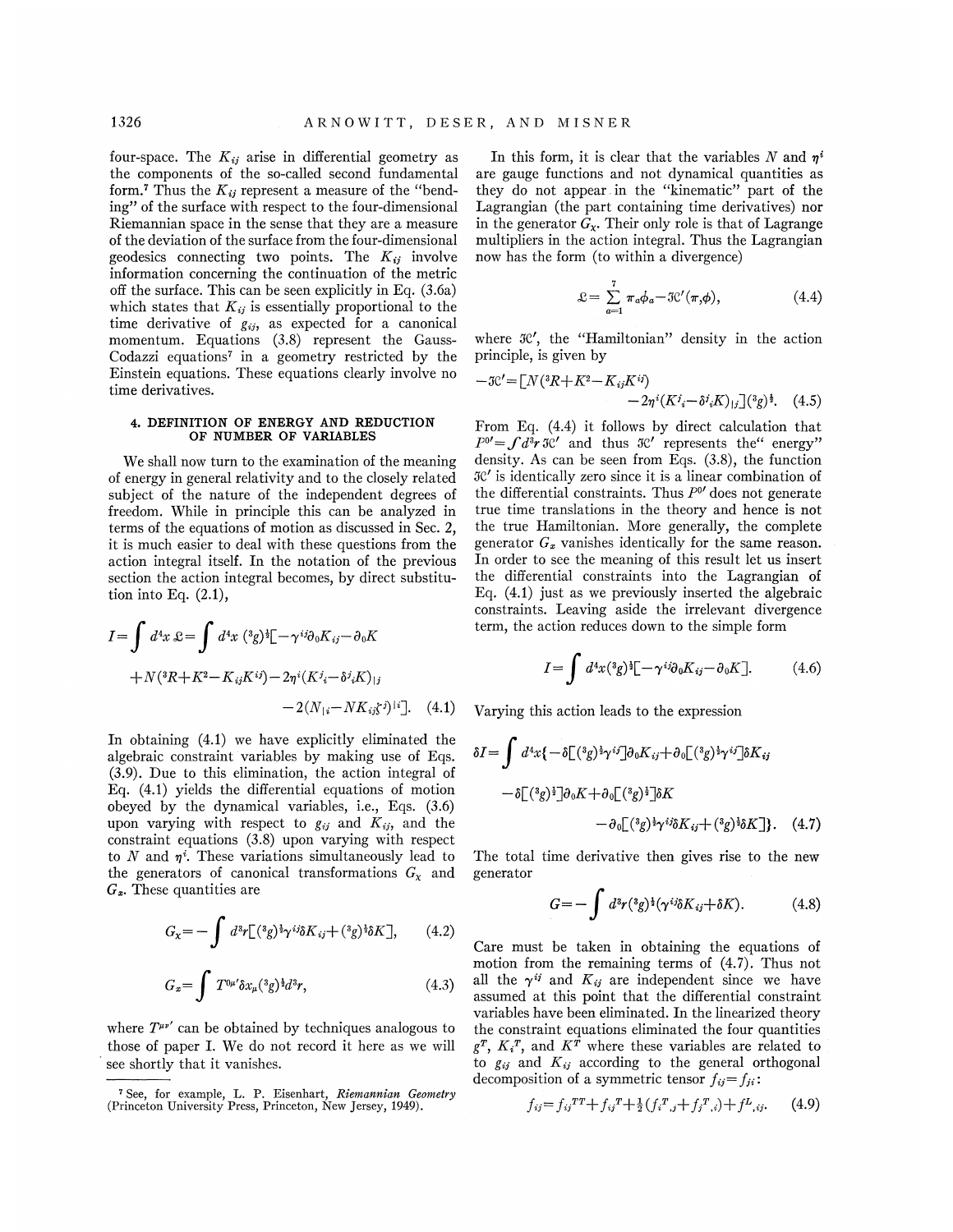four-space. The $K_{ij}$ arise in differential geometry as the components of the so-called second fundamental form.[7] Thus the $K_{ij}$ represent a measure of the "bending" of the surface with respect to the four-dimensional Riemannian space in the sense that they are a measure of the deviation of the surface from the four-dimensional geodesics connecting two points. The $K_{ij}$ involve information concerning the continuation of the metric off the surface. This can be seen explicitly in Eq. (3.6a) which states that $K_{ij}$ is essentially proportional to the time derivative of $g_{ij}$, as expected for a canonical momentum. Equations (3.8) represent the Gauss-Codazzi equations[7] in a geometry restricted by the Einstein equations. These equations clearly involve no time derivatives.

## 4. DEFINITION OF ENERGY AND REDUCTION OF NUMBER OF VARIABLES

We shall now turn to the examination of the meaning of energy in general relativity and to the closely related subject of the nature of the independent degrees of freedom. While in principle this can be analyzed in terms of the equations of motion as discussed in Sec. 2, it is much easier to deal with these questions from the action integral itself. In the notation of the previous section the action integral becomes, by direct substitution into Eq. (2.1),

$$I=\int d^4x\,\mathfrak{L}=\int d^4x\,({}^3g)^{\frac{1}{2}}\big[-\gamma^{ij}\partial_0K_{ij}-\partial_0K+N({}^3R+K^2-K_{ij}K^{ij})-2\eta^i(K^j{}_i-\delta^j{}_iK)_{|j}-2(N_{|i}-NK_{ij}\zeta^j)^{|i}\big].\quad(4.1)$$

In obtaining (4.1) we have explicitly eliminated the algebraic constraint variables by making use of Eqs. (3.9). Due to this elimination, the action integral of Eq. (4.1) yields the differential equations of motion obeyed by the dynamical variables, i.e., Eqs. (3.6) upon varying with respect to $g_{ij}$ and $K_{ij}$, and the constraint equations (3.8) upon varying with respect to $N$ and $\eta^i$. These variations simultaneously lead to the generators of canonical transformations $G_X$ and $G_x$. These quantities are

$$G_X=-\int d^3r\big[({}^3g)^{\frac{1}{2}}\gamma^{ij}\delta K_{ij}+({}^3g)^{\frac{1}{2}}\delta K\big],\quad(4.2)$$

$$G_x=\int T^{0\mu\prime}\delta x_\mu({}^3g)^{\frac{1}{2}}d^3r,\quad(4.3)$$

where $T^{\mu\nu\prime}$ can be obtained by techniques analogous to those of paper I. We do not record it here as we will see shortly that it vanishes.

In this form, it is clear that the variables $N$ and $\eta^i$ are gauge functions and not dynamical quantities as they do not appear in the "kinematic" part of the Lagrangian (the part containing time derivatives) nor in the generator $G_X$. Their only role is that of Lagrange multipliers in the action integral. Thus the Lagrangian now has the form (to within a divergence)

$$\mathfrak{L}=\sum_{a=1}^{7}\pi_a\dot{\phi}_a-\mathfrak{H}'(\pi,\phi),\quad(4.4)$$

where $\mathfrak{H}'$, the "Hamiltonian" density in the action principle, is given by

$$-\mathfrak{H}'=\big[N({}^3R+K^2-K_{ij}K^{ij})-2\eta^i(K^j{}_i-\delta^j{}_iK)_{|j}\big]({}^3g)^{\frac{1}{2}}.\quad(4.5)$$

From Eq. (4.4) it follows by direct calculation that $P^{0\prime}=\int d^3r\,\mathfrak{H}'$ and thus $\mathfrak{H}'$ represents the "energy" density. As can be seen from Eqs. (3.8), the function $\mathfrak{H}'$ is identically zero since it is a linear combination of the differential constraints. Thus $P^{0\prime}$ does not generate true time translations in the theory and hence is not the true Hamiltonian. More generally, the complete generator $G_x$ vanishes identically for the same reason. In order to see the meaning of this result let us insert the differential constraints into the Lagrangian of Eq. (4.1) just as we previously inserted the algebraic constraints. Leaving aside the irrelevant divergence term, the action reduces down to the simple form

$$I=\int d^4x({}^3g)^{\frac{1}{2}}\big[-\gamma^{ij}\partial_0K_{ij}-\partial_0K\big].\quad(4.6)$$

Varying this action leads to the expression

$$\delta I=\int d^4x\big\{-\delta\big[({}^3g)^{\frac{1}{2}}\gamma^{ij}\big]\partial_0K_{ij}+\partial_0\big[({}^3g)^{\frac{1}{2}}\gamma^{ij}\big]\delta K_{ij}-\delta\big[({}^3g)^{\frac{1}{2}}\big]\partial_0K+\partial_0\big[({}^3g)^{\frac{1}{2}}\big]\delta K-\partial_0\big[({}^3g)^{\frac{1}{2}}\gamma^{ij}\delta K_{ij}+({}^3g)^{\frac{1}{2}}\delta K\big]\big\}.\quad(4.7)$$

The total time derivative then gives rise to the new generator

$$G=-\int d^3r({}^3g)^{\frac{1}{2}}(\gamma^{ij}\delta K_{ij}+\delta K).\quad(4.8)$$

Care must be taken in obtaining the equations of motion from the remaining terms of (4.7). Thus not all the $\gamma^{ij}$ and $K_{ij}$ are independent since we have assumed at this point that the differential constraint variables have been eliminated. In the linearized theory the constraint equations eliminated the four quantities $g^T$, $K_i{}^T$, and $K^T$ where these variables are related to to $g_{ij}$ and $K_{ij}$ according to the general orthogonal decomposition of a symmetric tensor $f_{ij}=f_{ji}$:

$$f_{ij}=f_{ij}{}^{TT}+f_{ij}{}^T+\tfrac{1}{2}(f_i{}^T{}_{,j}+f_j{}^T{}_{,i})+f^L{}_{,ij}.\quad(4.9)$$

[7] See, for example, L. P. Eisenhart, *Riemannian Geometry* (Princeton University Press, Princeton, New Jersey, 1949).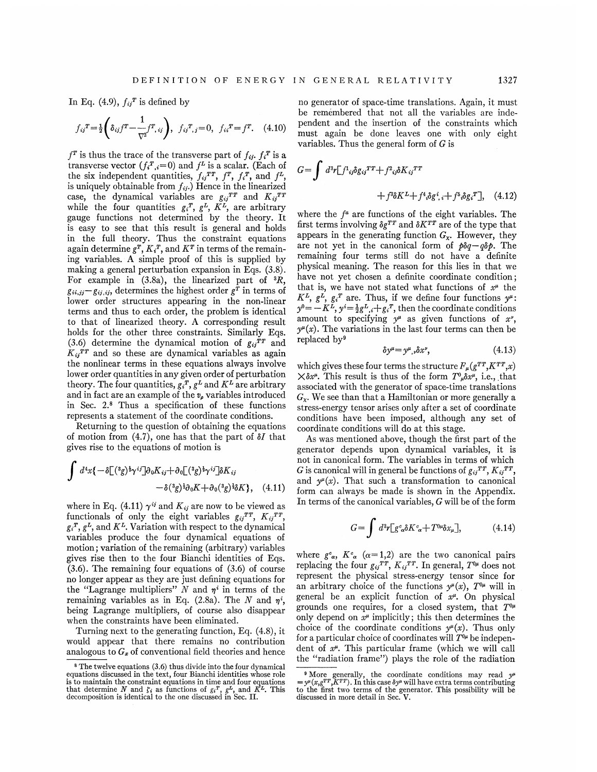In Eq. (4.9), $f_{ij}{}^T$ is defined by

$$f_{ij}{}^T=\tfrac{1}{2}\left(\delta_{ij}f^T-\frac{1}{\nabla^2}f^T{}_{,ij}\right),\quad f_{ij}{}^T{}_{,j}=0,\quad f_{ii}{}^T=f^T. \quad (4.10)$$

$f^T$ is thus the trace of the transverse part of $f_{ij}$. $f_i{}^T$ is a transverse vector ($f_i{}^T{}_{,i}=0$) and $f^L$ is a scalar. (Each of the six independent quantities, $f_{ij}{}^{TT}$, $f^T$, $f_i{}^T$, and $f^L$, is uniquely obtainable from $f_{ij}$.) Hence in the linearized case, the dynamical variables are $g_{ij}{}^{TT}$ and $K_{ij}{}^{TT}$ while the four quantities $g_i{}^T$, $g^L$, $K^L$, are arbitrary gauge functions not determined by the theory. It is easy to see that this result is general and holds in the full theory. Thus the constraint equations again determine $g^T$, $K_i{}^T$, and $K^T$ in terms of the remaining variables. A simple proof of this is supplied by making a general perturbation expansion in Eqs. (3.8). For example in (3.8a), the linearized part of ${}^3R$, $g_{ii,jj}-g_{ij,ij}$, determines the highest order $g^T$ in terms of lower order structures appearing in the non-linear terms and thus to each order, the problem is identical to that of linearized theory. A corresponding result holds for the other three constraints. Similarly Eqs. (3.6) determine the dynamical motion of $g_{ij}{}^{TT}$ and $K_{ij}{}^{TT}$ and so these are dynamical variables as again the nonlinear terms in these equations always involve lower order quantities in any given order of perturbation theory. The four quantities, $g_i{}^T$, $g^L$ and $K^L$ are arbitrary and in fact are an example of the $v_\rho$ variables introduced in Sec. 2.[8] Thus a specification of these functions represents a statement of the coordinate conditions.

Returning to the question of obtaining the equations of motion from (4.7), one has that the part of $\delta I$ that gives rise to the equations of motion is

$$\int d^4x\{-\delta[({}^3g)^{\frac{1}{2}}\gamma^{ij}]\partial_0K_{ij}+\partial_0[({}^3g)^{\frac{1}{2}}\gamma^{ij}]\delta K_{ij}$$
$$-\delta({}^3g)^{\frac{1}{2}}\partial_0K+\partial_0({}^3g)^{\frac{1}{2}}\delta K\},\quad (4.11)$$

where in Eq. (4.11) $\gamma^{ij}$ and $K_{ij}$ are now to be viewed as functionals of only the eight variables $g_{ij}{}^{TT}$, $K_{ij}{}^{TT}$, $g_i{}^T$, $g^L$, and $K^L$. Variation with respect to the dynamical variables produce the four dynamical equations of motion; variation of the remaining (arbitrary) variables gives rise then to the four Bianchi identities of Eqs. (3.6). The remaining four equations of (3.6) of course no longer appear as they are just defining equations for the "Lagrange multipliers" $N$ and $\eta^i$ in terms of the remaining variables as in Eq. (2.8a). The $N$ and $\eta^i$, being Lagrange multipliers, of course also disappear when the constraints have been eliminated.

Turning next to the generating function, Eq. (4.8), it would appear that there remains no contribution analogous to $G_x$ of conventional field theories and hence no generator of space-time translations. Again, it must be remembered that not all the variables are independent and the insertion of the constraints which must again be done leaves one with only eight variables. Thus the general form of $G$ is

$$G=\int d^3r[f^1{}_{ij}\delta g_{ij}{}^{TT}+f^2{}_{ij}\delta K_{ij}{}^{TT}$$
$$+f^3\delta K^L+f^4{}_i\delta g^i{}_{,i}+f^5{}_i\delta g_i{}^T],\quad (4.12)$$

where the $f^a$ are functions of the eight variables. The first terms involving $\delta g^{TT}$ and $\delta K^{TT}$ are of the type that appears in the generating function $G_x$. However, they are not yet in the canonical form of $p\delta q-q\delta p$. The remaining four terms still do not have a definite physical meaning. The reason for this lies in that we have not yet chosen a definite coordinate condition; that is, we have not stated what functions of $x^\mu$ the $K^L$, $g^L$, $g_i{}^T$ are. Thus, if we define four functions $y^\mu$: $y^0=-K^L$, $y^i=\frac{1}{2}g^L{}_{,i}+g_i{}^T$, then the coordinate conditions amount to specifying $y^\mu$ as given functions of $x^\nu$, $y^\mu(x)$. The variations in the last four terms can then be replaced by[9]

$$\delta y^\mu=y^\mu{}_{,\nu}\delta x^\nu,\quad (4.13)$$

which gives these four terms the structure $F_\mu(g^{TT},K^{TT},x)\times\delta x^\mu$. This result is thus of the form $T^0{}_\mu\delta x^\mu$, i.e., that associated with the generator of space-time translations $G_x$. We see than that a Hamiltonian or more generally a stress-energy tensor arises only after a set of coordinate conditions have been imposed, although any set of coordinate conditions will do at this stage.

As was mentioned above, though the first part of the generator depends upon dynamical variables, it is not in canonical form. The variables in terms of which $G$ is canonical will in general be functions of $g_{ij}{}^{TT}$, $K_{ij}{}^{TT}$, and $y^\mu(x)$. That such a transformation to canonical form can always be made is shown in the Appendix. In terms of the canonical variables, $G$ will be of the form

$$G=\int d^3r[g^c{}_\alpha\delta K^c{}_\alpha+T^{0\mu}\delta x_\mu],\quad (4.14)$$

where $g^c{}_\alpha$, $K^c{}_\alpha$ ($\alpha=1,2$) are the two canonical pairs replacing the four $g_{ij}{}^{TT}$, $K_{ij}{}^{TT}$. In general, $T^{0\mu}$ does not represent the physical stress-energy tensor since for an arbitrary choice of the functions $y^\mu(x)$, $T^{0\mu}$ will in general be an explicit function of $x^\mu$. On physical grounds one requires, for a closed system, that $T^{0\mu}$ only depend on $x^\mu$ implicitly; this then determines the choice of the coordinate conditions $y^\mu(x)$. Thus only for a particular choice of coordinates will $T^{0\mu}$ be independent of $x^\mu$. This particular frame (which we will call the "radiation frame") plays the role of the radiation

[8] The twelve equations (3.6) thus divide into the four dynamical equations discussed in the text, four Bianchi identities whose role is to maintain the constraint equations in time and four equations that determine $N$ and $\zeta_i$ as functions of $g_i{}^T$, $g^L$, and $K^L$. This decomposition is identical to the one discussed in Sec. II.

[9] More generally, the coordinate conditions may read $y^\mu=y^\mu(x,g^{TT},K^{TT})$. In this case $\delta y^\mu$ will have extra terms contributing to the first two terms of the generator. This possibility will be discussed in more detail in Sec. V.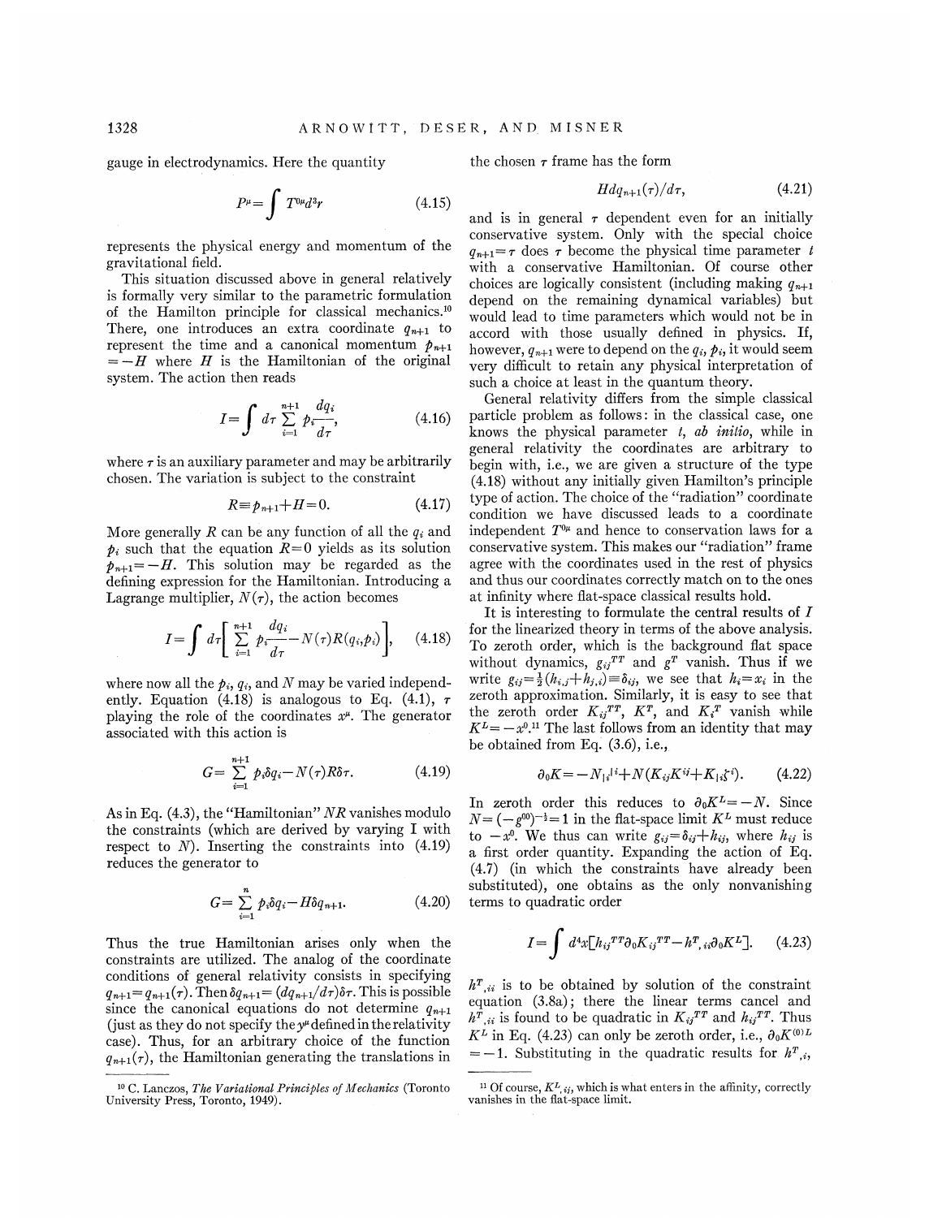gauge in electrodynamics. Here the quantity

$$P^{\mu}=\int T^{0\mu}d^3r \tag{4.15}$$

represents the physical energy and momentum of the gravitational field.

This situation discussed above in general relatively is formally very similar to the parametric formulation of the Hamilton principle for classical mechanics.[10] There, one introduces an extra coordinate $q_{n+1}$ to represent the time and a canonical momentum $p_{n+1}=-H$ where $H$ is the Hamiltonian of the original system. The action then reads

$$I=\int d\tau \sum_{i=1}^{n+1} p_i\frac{dq_i}{d\tau}, \tag{4.16}$$

where $\tau$ is an auxiliary parameter and may be arbitrarily chosen. The variation is subject to the constraint

$$R\equiv p_{n+1}+H=0. \tag{4.17}$$

More generally $R$ can be any function of all the $q_i$ and $p_i$ such that the equation $R=0$ yields as its solution $p_{n+1}=-H$. This solution may be regarded as the defining expression for the Hamiltonian. Introducing a Lagrange multiplier, $N(\tau)$, the action becomes

$$I=\int d\tau\left[\sum_{i=1}^{n+1} p_i\frac{dq_i}{d\tau}-N(\tau)R(q_i,p_i)\right], \tag{4.18}$$

where now all the $p_i$, $q_i$, and $N$ may be varied independently. Equation (4.18) is analogous to Eq. (4.1), $\tau$ playing the role of the coordinates $x^{\mu}$. The generator associated with this action is

$$G=\sum_{i=1}^{n+1} p_i\delta q_i-N(\tau)R\delta\tau. \tag{4.19}$$

As in Eq. (4.3), the "Hamiltonian" $NR$ vanishes modulo the constraints (which are derived by varying I with respect to $N$). Inserting the constraints into (4.19) reduces the generator to

$$G=\sum_{i=1}^{n} p_i\delta q_i-H\delta q_{n+1}. \tag{4.20}$$

Thus the true Hamiltonian arises only when the constraints are utilized. The analog of the coordinate conditions of general relativity consists in specifying $q_{n+1}=q_{n+1}(\tau)$. Then $\delta q_{n+1}=(dq_{n+1}/d\tau)\delta\tau$. This is possible since the canonical equations do not determine $q_{n+1}$ (just as they do not specify the $y^{\mu}$ defined in the relativity case). Thus, for an arbitrary choice of the function $q_{n+1}(\tau)$, the Hamiltonian generating the translations in the chosen $\tau$ frame has the form

$$H dq_{n+1}(\tau)/d\tau, \tag{4.21}$$

and is in general $\tau$ dependent even for an initially conservative system. Only with the special choice $q_{n+1}=\tau$ does $\tau$ become the physical time parameter $t$ with a conservative Hamiltonian. Of course other choices are logically consistent (including making $q_{n+1}$ depend on the remaining dynamical variables) but would lead to time parameters which would not be in accord with those usually defined in physics. If, however, $q_{n+1}$ were to depend on the $q_i$, $p_i$, it would seem very difficult to retain any physical interpretation of such a choice at least in the quantum theory.

General relativity differs from the simple classical particle problem as follows: in the classical case, one knows the physical parameter $t$, *ab initio*, while in general relativity the coordinates are arbitrary to begin with, i.e., we are given a structure of the type (4.18) without any initially given Hamilton's principle type of action. The choice of the "radiation" coordinate condition we have discussed leads to a coordinate independent $T^{0\mu}$ and hence to conservation laws for a conservative system. This makes our "radiation" frame agree with the coordinates used in the rest of physics and thus our coordinates correctly match on to the ones at infinity where flat-space classical results hold.

It is interesting to formulate the central results of $I$ for the linearized theory in terms of the above analysis. To zeroth order, which is the background flat space without dynamics, $g_{ij}{}^{TT}$ and $g^T$ vanish. Thus if we write $g_{ij}=\frac{1}{2}(h_{i,j}+h_{j,i})\equiv\delta_{ij}$, we see that $h_i=x_i$ in the zeroth approximation. Similarly, it is easy to see that the zeroth order $K_{ij}{}^{TT}$, $K^T$, and $K_i{}^T$ vanish while $K^L=-x^0$.[11] The last follows from an identity that may be obtained from Eq. (3.6), i.e.,

$$\partial_0 K=-N_{|i}{}^{|i}+N(K_{ij}K^{ij}+K_{|i}\xi^i). \tag{4.22}$$

In zeroth order this reduces to $\partial_0 K^L=-N$. Since $N=(-g^{00})^{-\frac{1}{2}}=1$ in the flat-space limit $K^L$ must reduce to $-x^0$. We thus can write $g_{ij}=\delta_{ij}+h_{ij}$, where $h_{ij}$ is a first order quantity. Expanding the action of Eq. (4.7) (in which the constraints have already been substituted), one obtains as the only nonvanishing terms to quadratic order

$$I=\int d^4x\left[h_{ij}{}^{TT}\partial_0 K_{ij}{}^{TT}-h^T{}_{,ii}\partial_0 K^L\right]. \tag{4.23}$$

$h^T{}_{,ii}$ is to be obtained by solution of the constraint equation (3.8a); there the linear terms cancel and $h^T{}_{,ii}$ is found to be quadratic in $K_{ij}{}^{TT}$ and $h_{ij}{}^{TT}$. Thus $K^L$ in Eq. (4.23) can only be zeroth order, i.e., $\partial_0 K^{(0)L}=-1$. Substituting in the quadratic results for $h^T{}_{,i}$,

[10] C. Lanczos, *The Variational Principles of Mechanics* (Toronto University Press, Toronto, 1949).

[11] Of course, $K^L{}_{,ij}$, which is what enters in the affinity, correctly vanishes in the flat-space limit.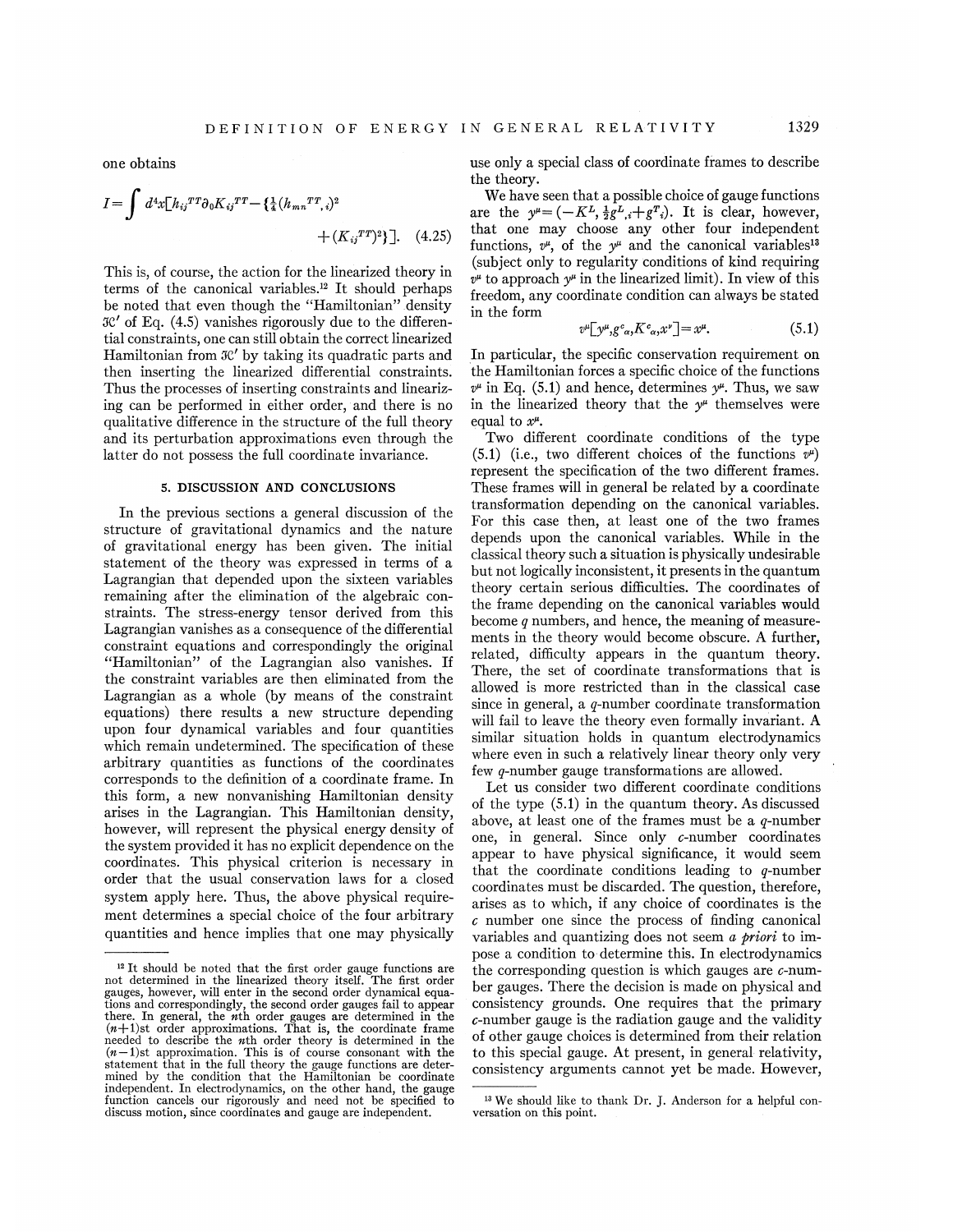one obtains

$$I=\int d^4x\left[h_{ij}{}^{TT}\partial_0 K_{ij}{}^{TT}-\left\{\tfrac{1}{4}(h_{mn}{}^{TT}{}_{,i})^2+(K_{ij}{}^{TT})^2\right\}\right]. \quad (4.25)$$

This is, of course, the action for the linearized theory in terms of the canonical variables.[12] It should perhaps be noted that even though the "Hamiltonian" density $\mathcal{H}'$ of Eq. (4.5) vanishes rigorously due to the differential constraints, one can still obtain the correct linearized Hamiltonian from $\mathcal{H}'$ by taking its quadratic parts and then inserting the linearized differential constraints. Thus the processes of inserting constraints and linearizing can be performed in either order, and there is no qualitative difference in the structure of the full theory and its perturbation approximations even through the latter do not possess the full coordinate invariance.

## 5. DISCUSSION AND CONCLUSIONS

In the previous sections a general discussion of the structure of gravitational dynamics and the nature of gravitational energy has been given. The initial statement of the theory was expressed in terms of a Lagrangian that depended upon the sixteen variables remaining after the elimination of the algebraic constraints. The stress-energy tensor derived from this Lagrangian vanishes as a consequence of the differential constraint equations and correspondingly the original "Hamiltonian" of the Lagrangian also vanishes. If the constraint variables are then eliminated from the Lagrangian as a whole (by means of the constraint equations) there results a new structure depending upon four dynamical variables and four quantities which remain undetermined. The specification of these arbitrary quantities as functions of the coordinates corresponds to the definition of a coordinate frame. In this form, a new nonvanishing Hamiltonian density arises in the Lagrangian. This Hamiltonian density, however, will represent the physical energy density of the system provided it has no explicit dependence on the coordinates. This physical criterion is necessary in order that the usual conservation laws for a closed system apply here. Thus, the above physical requirement determines a special choice of the four arbitrary quantities and hence implies that one may physically use only a special class of coordinate frames to describe the theory.

We have seen that a possible choice of gauge functions are the $y^\mu=(-K^L, \frac{1}{2}g^L{}_{,i}+g^T{}_i)$. It is clear, however, that one may choose any other four independent functions, $v^\mu$, of the $y^\mu$ and the canonical variables[13] (subject only to regularity conditions of kind requiring $v^\mu$ to approach $y^\mu$ in the linearized limit). In view of this freedom, any coordinate condition can always be stated in the form

$$v^\mu[y^\mu, g^c{}_\alpha, K^c{}_\alpha, x^\nu]=x^\mu. \quad (5.1)$$

In particular, the specific conservation requirement on the Hamiltonian forces a specific choice of the functions $v^\mu$ in Eq. (5.1) and hence, determines $y^\mu$. Thus, we saw in the linearized theory that the $y^\mu$ themselves were equal to $x^\mu$.

Two different coordinate conditions of the type (5.1) (i.e., two different choices of the functions $v^\mu$) represent the specification of the two different frames. These frames will in general be related by a coordinate transformation depending on the canonical variables. For this case then, at least one of the two frames depends upon the canonical variables. While in the classical theory such a situation is physically undesirable but not logically inconsistent, it presents in the quantum theory certain serious difficulties. The coordinates of the frame depending on the canonical variables would become $q$ numbers, and hence, the meaning of measurements in the theory would become obscure. A further, related, difficulty appears in the quantum theory. There, the set of coordinate transformations that is allowed is more restricted than in the classical case since in general, a $q$-number coordinate transformation will fail to leave the theory even formally invariant. A similar situation holds in quantum electrodynamics where even in such a relatively linear theory only very few $q$-number gauge transformations are allowed.

Let us consider two different coordinate conditions of the type (5.1) in the quantum theory. As discussed above, at least one of the frames must be a $q$-number one, in general. Since only $c$-number coordinates appear to have physical significance, it would seem that the coordinate conditions leading to $q$-number coordinates must be discarded. The question, therefore, arises as to which, if any choice of coordinates is the $c$ number one since the process of finding canonical variables and quantizing does not seem *a priori* to impose a condition to determine this. In electrodynamics the corresponding question is which gauges are $c$-number gauges. There the decision is made on physical and consistency grounds. One requires that the primary $c$-number gauge is the radiation gauge and the validity of other gauge choices is determined from their relation to this special gauge. At present, in general relativity, consistency arguments cannot yet be made. However,

[12] It should be noted that the first order gauge functions are not determined in the linearized theory itself. The first order gauges, however, will enter in the second order dynamical equations and correspondingly, the second order gauges fail to appear there. In general, the $n$th order gauges are determined in the $(n+1)$st order approximations. That is, the coordinate frame needed to describe the $n$th order theory is determined in the $(n-1)$st approximation. This is of course consonant with the statement that in the full theory the gauge functions are determined by the condition that the Hamiltonian be coordinate independent. In electrodynamics, on the other hand, the gauge function cancels our rigorously and need not be specified to discuss motion, since coordinates and gauge are independent.

[13] We should like to thank Dr. J. Anderson for a helpful conversation on this point.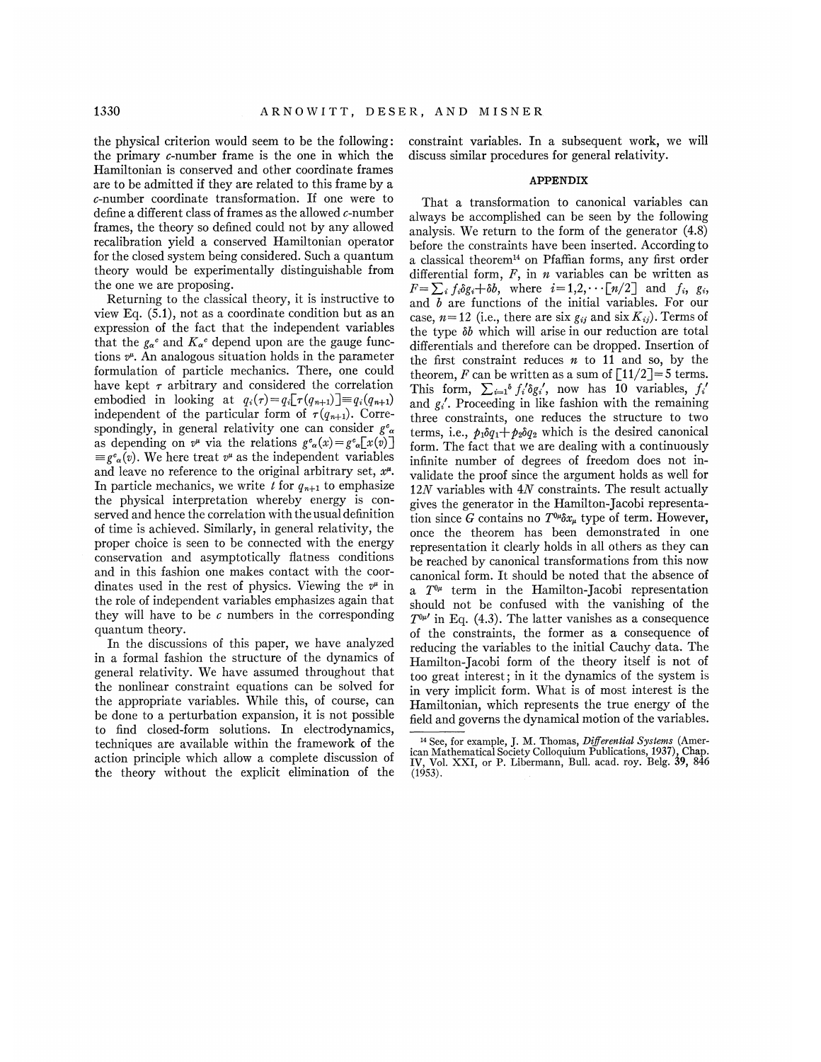the physical criterion would seem to be the following: the primary $c$-number frame is the one in which the Hamiltonian is conserved and other coordinate frames are to be admitted if they are related to this frame by a $c$-number coordinate transformation. If one were to define a different class of frames as the allowed $c$-number frames, the theory so defined could not by any allowed recalibration yield a conserved Hamiltonian operator for the closed system being considered. Such a quantum theory would be experimentally distinguishable from the one we are proposing.

Returning to the classical theory, it is instructive to view Eq. (5.1), not as a coordinate condition but as an expression of the fact that the independent variables that the $g_\alpha{}^c$ and $K_\alpha{}^c$ depend upon are the gauge functions $v^\mu$. An analogous situation holds in the parameter formulation of particle mechanics. There, one could have kept $\tau$ arbitrary and considered the correlation embodied in looking at $q_i(\tau)=q_i[\tau(q_{n+1})]\equiv q_i(q_{n+1})$ independent of the particular form of $\tau(q_{n+1})$. Correspondingly, in general relativity one can consider $g^c{}_\alpha$ as depending on $v^\mu$ via the relations $g^c{}_\alpha(x)=g^c{}_\alpha[x(v)]\equiv g^c{}_\alpha(v)$. We here treat $v^\mu$ as the independent variables and leave no reference to the original arbitrary set, $x^\mu$. In particle mechanics, we write $t$ for $q_{n+1}$ to emphasize the physical interpretation whereby energy is conserved and hence the correlation with the usual definition of time is achieved. Similarly, in general relativity, the proper choice is seen to be connected with the energy conservation and asymptotically flatness conditions and in this fashion one makes contact with the coordinates used in the rest of physics. Viewing the $v^\mu$ in the role of independent variables emphasizes again that they will have to be $c$ numbers in the corresponding quantum theory.

In the discussions of this paper, we have analyzed in a formal fashion the structure of the dynamics of general relativity. We have assumed throughout that the nonlinear constraint equations can be solved for the appropriate variables. While this, of course, can be done to a perturbation expansion, it is not possible to find closed-form solutions. In electrodynamics, techniques are available within the framework of the action principle which allow a complete discussion of the theory without the explicit elimination of the constraint variables. In a subsequent work, we will discuss similar procedures for general relativity.

## APPENDIX

That a transformation to canonical variables can always be accomplished can be seen by the following analysis. We return to the form of the generator (4.8) before the constraints have been inserted. According to a classical theorem[14] on Pfaffian forms, any first order differential form, $F$, in $n$ variables can be written as $F=\sum_i f_i\delta g_i+\delta b$, where $i=1,2,\cdots[n/2]$ and $f_i$, $g_i$, and $b$ are functions of the initial variables. For our case, $n=12$ (i.e., there are six $g_{ij}$ and six $K_{ij}$). Terms of the type $\delta b$ which will arise in our reduction are total differentials and therefore can be dropped. Insertion of the first constraint reduces $n$ to 11 and so, by the theorem, $F$ can be written as a sum of $[11/2]=5$ terms. This form, $\sum_{i=1}^5 f_i'\delta g_i'$, now has 10 variables, $f_i'$ and $g_i'$. Proceeding in like fashion with the remaining three constraints, one reduces the structure to two terms, i.e., $p_1\delta q_1+p_2\delta q_2$ which is the desired canonical form. The fact that we are dealing with a continuously infinite number of degrees of freedom does not invalidate the proof since the argument holds as well for $12N$ variables with $4N$ constraints. The result actually gives the generator in the Hamilton-Jacobi representation since $G$ contains no $T^{0\mu}\delta x_\mu$ type of term. However, once the theorem has been demonstrated in one representation it clearly holds in all others as they can be reached by canonical transformations from this now canonical form. It should be noted that the absence of a $T^{0\mu}$ term in the Hamilton-Jacobi representation should not be confused with the vanishing of the $T^{0\mu\prime}$ in Eq. (4.3). The latter vanishes as a consequence of the constraints, the former as a consequence of reducing the variables to the initial Cauchy data. The Hamilton-Jacobi form of the theory itself is not of too great interest; in it the dynamics of the system is in very implicit form. What is of most interest is the Hamiltonian, which represents the true energy of the field and governs the dynamical motion of the variables.

[14] See, for example, J. M. Thomas, *Differential Systems* (American Mathematical Society Colloquium Publications, 1937), Chap. IV, Vol. XXI, or P. Libermann, Bull. acad. roy. Belg. **39**, 846 (1953).